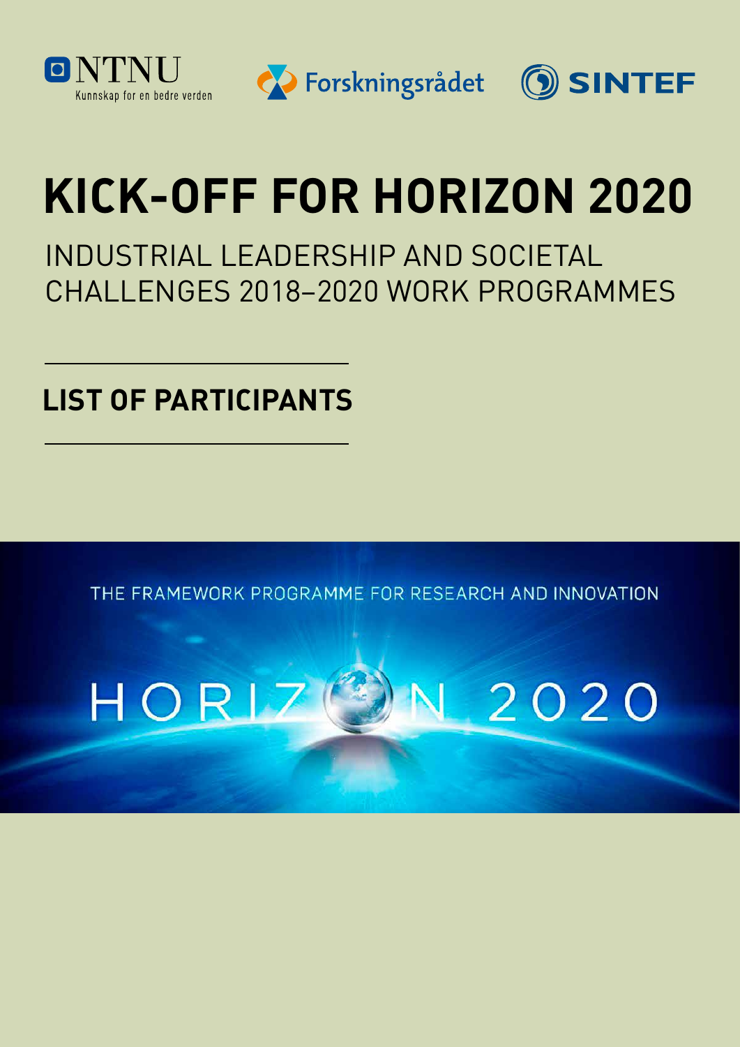NTNU
Kunnskap for en bedre verden

Forskningsrådet

SINTEF

# KICK-OFF FOR HORIZON 2020

## INDUSTRIAL LEADERSHIP AND SOCIETAL CHALLENGES 2018–2020 WORK PROGRAMMES

## LIST OF PARTICIPANTS

THE FRAMEWORK PROGRAMME FOR RESEARCH AND INNOVATION

HORIZON 2020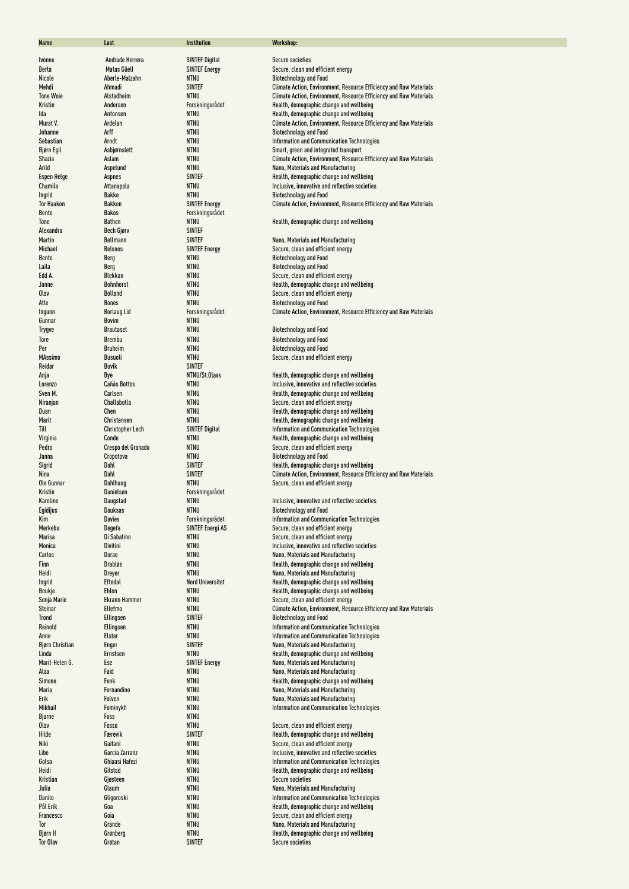| Name | Last | Institution | Workshop: |
|---|---|---|---|
| Ivonne | Andrade Herrera | SINTEF Digital | Secure societies |
| Berta | Matas Güell | SINTEF Energy | Secure, clean and efficient energy |
| Nicole | Aberle-Malzahn | NTNU | Biotechnology and Food |
| Mehdi | Ahmadi | SINTEF | Climate Action, Environment, Resource Efficiency and Raw Materials |
| Tone Woie | Alstadheim | NTNU | Climate Action, Environment, Resource Efficiency and Raw Materials |
| Kristin | Andersen | Forskningsrådet | Health, demographic change and wellbeing |
| Ida | Antonsen | NTNU | Health, demographic change and wellbeing |
| Murat V. | Ardelan | NTNU | Climate Action, Environment, Resource Efficiency and Raw Materials |
| Johanne | Arff | NTNU | Biotechnology and Food |
| Sebastian | Arndt | NTNU | Information and Communication Technologies |
| Bjørn Egil | Asbjørnslett | NTNU | Smart, green and integrated transport |
| Shazia | Aslam | NTNU | Climate Action, Environment, Resource Efficiency and Raw Materials |
| Arild | Aspelund | NTNU | Nano, Materials and Manufacturing |
| Espen Helge | Aspnes | SINTEF | Health, demographic change and wellbeing |
| Chamila | Attanapola | NTNU | Inclusive, innovative and reflective societies |
| Ingrid | Bakke | NTNU | Biotechnology and Food |
| Tor Haakon | Bakken | SINTEF Energy | Climate Action, Environment, Resource Efficiency and Raw Materials |
| Bente | Bakos | Forskningsrådet | |
| Tone | Bathen | NTNU | Health, demographic change and wellbeing |
| Alexandra | Bech Gjørv | SINTEF | |
| Martin | Bellmann | SINTEF | Nano, Materials and Manufacturing |
| Michael | Belsnes | SINTEF Energy | Secure, clean and efficient energy |
| Bente | Berg | NTNU | Biotechnology and Food |
| Laila | Berg | NTNU | Biotechnology and Food |
| Edd A. | Blekkan | NTNU | Secure, clean and efficient energy |
| Janne | Bohnhorst | NTNU | Health, demographic change and wellbeing |
| Olav | Bolland | NTNU | Secure, clean and efficient energy |
| Atle | Bones | NTNU | Biotechnology and Food |
| Ingunn | Borlaug Lid | Forskningsrådet | Climate Action, Environment, Resource Efficiency and Raw Materials |
| Gunnar | Bovim | NTNU | |
| Trygve | Brautaset | NTNU | Biotechnology and Food |
| Tore | Brembu | NTNU | Biotechnology and Food |
| Per | Bruheim | NTNU | Biotechnology and Food |
| MAssimo | Busuoli | NTNU | Secure, clean and efficient energy |
| Reidar | Buvik | SINTEF | |
| Anja | Bye | NTNU/St.Olavs | Health, demographic change and wellbeing |
| Lorenzo | Cañás Bottos | NTNU | Inclusive, innovative and reflective societies |
| Sven M. | Carlsen | NTNU | Health, demographic change and wellbeing |
| Niranjan | Challabotla | NTNU | Secure, clean and efficient energy |
| Duan | Chen | NTNU | Health, demographic change and wellbeing |
| Marit | Christensen | NTNU | Health, demographic change and wellbeing |
| Till | Christopher Lech | SINTEF Digital | Information and Communication Technologies |
| Virginia | Conde | NTNU | Health, demographic change and wellbeing |
| Pedro | Crespo del Granado | NTNU | Secure, clean and efficient energy |
| Janna | Cropotova | NTNU | Biotechnology and Food |
| Sigrid | Dahl | SINTEF | Health, demographic change and wellbeing |
| Nina | Dahl | SINTEF | Climate Action, Environment, Resource Efficiency and Raw Materials |
| Ole Gunnar | Dahlhaug | NTNU | Secure, clean and efficient energy |
| Kristin | Danielsen | Forskningsrådet | |
| Karoline | Daugstad | NTNU | Inclusive, innovative and reflective societies |
| Egidijus | Dauksas | NTNU | Biotechnology and Food |
| Kim | Davies | Forskningsrådet | Information and Communication Technologies |
| Merkebu | Degefa | SINTEF Energi AS | Secure, clean and efficient energy |
| Marisa | Di Sabatino | NTNU | Secure, clean and efficient energy |
| Monica | Divitini | NTNU | Inclusive, innovative and reflective societies |
| Carlos | Dorao | NTNU | Nano, Materials and Manufacturing |
| Finn | Drabløs | NTNU | Health, demographic change and wellbeing |
| Heidi | Dreyer | NTNU | Nano, Materials and Manufacturing |
| Ingrid | Eftedal | Nord Universitet | Health, demographic change and wellbeing |
| Boukje | Ehlen | NTNU | Health, demographic change and wellbeing |
| Sonja Marie | Ekrann Hammer | NTNU | Secure, clean and efficient energy |
| Steinar | Ellefmo | NTNU | Climate Action, Environment, Resource Efficiency and Raw Materials |
| Trond | Ellingsen | SINTEF | Biotechnology and Food |
| Reinold | Ellingsen | NTNU | Information and Communication Technologies |
| Anne | Elster | NTNU | Information and Communication Technologies |
| Bjørn Christian | Enger | SINTEF | Nano, Materials and Manufacturing |
| Linda | Ernstsen | NTNU | Health, demographic change and wellbeing |
| Marit-Helen G. | Ese | SINTEF Energy | Nano, Materials and Manufacturing |
| Alaa | Faid | NTNU | Nano, Materials and Manufacturing |
| Simone | Fenk | NTNU | Health, demographic change and wellbeing |
| Maria | Fernandino | NTNU | Nano, Materials and Manufacturing |
| Erik | Folven | NTNU | Nano, Materials and Manufacturing |
| Mikhail | Fominykh | NTNU | Information and Communication Technologies |
| Bjarne | Foss | NTNU | |
| Olav | Fosso | NTNU | Secure, clean and efficient energy |
| Hilde | Færevik | SINTEF | Health, demographic change and wellbeing |
| Niki | Gaitani | NTNU | Secure, clean and efficient energy |
| Libe | García Zarranz | NTNU | Inclusive, innovative and reflective societies |
| Golsa | Ghiaasi Hafezi | NTNU | Information and Communication Technologies |
| Heidi | Gilstad | NTNU | Health, demographic change and wellbeing |
| Kristian | Gjøsteen | NTNU | Secure societies |
| Julia | Glaum | NTNU | Nano, Materials and Manufacturing |
| Danilo | Gligoroski | NTNU | Information and Communication Technologies |
| Pål Erik | Goa | NTNU | Health, demographic change and wellbeing |
| Francesco | Goia | NTNU | Secure, clean and efficient energy |
| Tor | Grande | NTNU | Nano, Materials and Manufacturing |
| Bjørn H | Grønberg | NTNU | Health, demographic change and wellbeing |
| Tor Olav | Grøtan | SINTEF | Secure societies |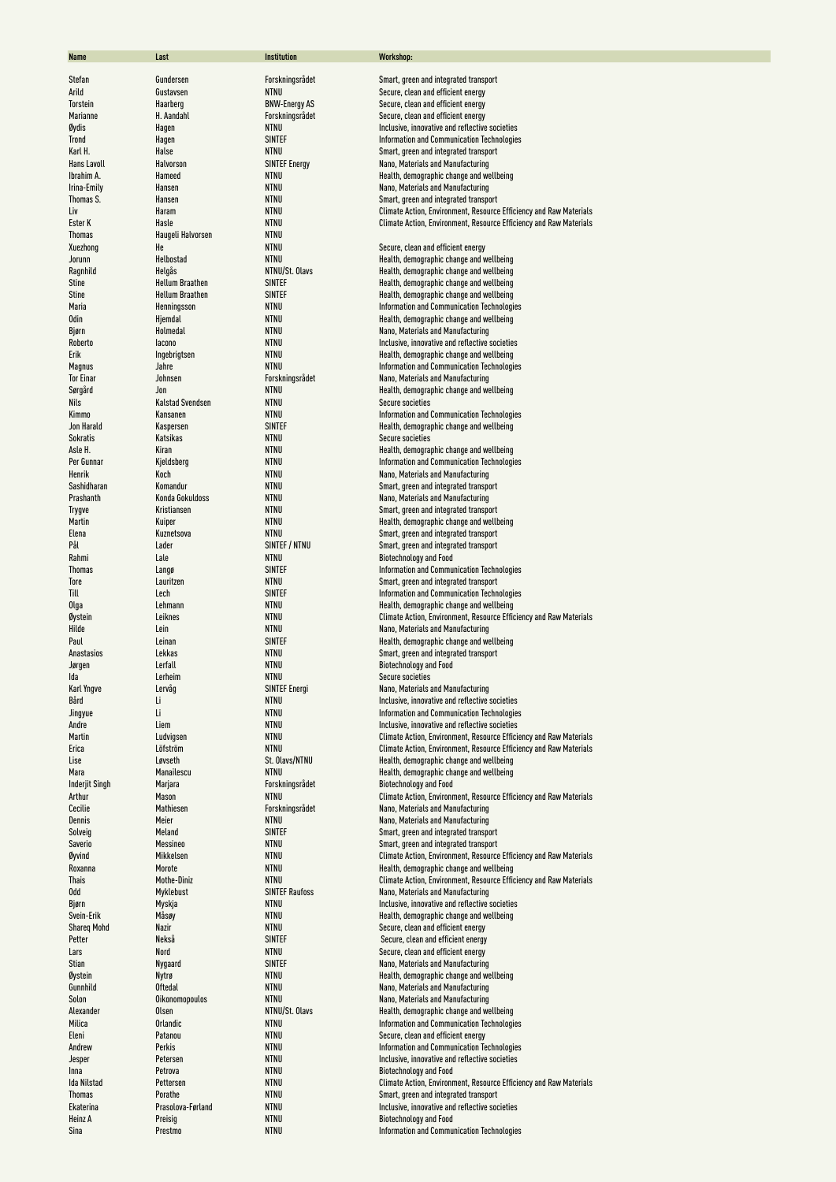| Name | Last | Institution | Workshop: |
|---|---|---|---|
| Stefan | Gundersen | Forskningsrådet | Smart, green and integrated transport |
| Arild | Gustavsen | NTNU | Secure, clean and efficient energy |
| Torstein | Haarberg | BNW-Energy AS | Secure, clean and efficient energy |
| Marianne | H. Aandahl | Forskningsrådet | Secure, clean and efficient energy |
| Øydis | Hagen | NTNU | Inclusive, innovative and reflective societies |
| Trond | Hagen | SINTEF | Information and Communication Technologies |
| Karl H. | Halse | NTNU | Smart, green and integrated transport |
| Hans Lavoll | Halvorson | SINTEF Energy | Nano, Materials and Manufacturing |
| Ibrahim A. | Hameed | NTNU | Health, demographic change and wellbeing |
| Irina-Emily | Hansen | NTNU | Nano, Materials and Manufacturing |
| Thomas S. | Hansen | NTNU | Smart, green and integrated transport |
| Liv | Haram | NTNU | Climate Action, Environment, Resource Efficiency and Raw Materials |
| Ester K | Hasle | NTNU | Climate Action, Environment, Resource Efficiency and Raw Materials |
| Thomas | Haugeli Halvorsen | NTNU | |
| Xuezhong | He | NTNU | Secure, clean and efficient energy |
| Jorunn | Helbostad | NTNU | Health, demographic change and wellbeing |
| Ragnhild | Helgås | NTNU/St. Olavs | Health, demographic change and wellbeing |
| Stine | Hellum Braathen | SINTEF | Health, demographic change and wellbeing |
| Stine | Hellum Braathen | SINTEF | Health, demographic change and wellbeing |
| Maria | Henningsson | NTNU | Information and Communication Technologies |
| Odin | Hjemdal | NTNU | Health, demographic change and wellbeing |
| Bjørn | Holmedal | NTNU | Nano, Materials and Manufacturing |
| Roberto | Iacono | NTNU | Inclusive, innovative and reflective societies |
| Erik | Ingebrigtsen | NTNU | Health, demographic change and wellbeing |
| Magnus | Jahre | NTNU | Information and Communication Technologies |
| Tor Einar | Johnsen | Forskningsrådet | Nano, Materials and Manufacturing |
| Sørgård | Jon | NTNU | Health, demographic change and wellbeing |
| Nils | Kalstad Svendsen | NTNU | Secure societies |
| Kimmo | Kansanen | NTNU | Information and Communication Technologies |
| Jon Harald | Kaspersen | SINTEF | Health, demographic change and wellbeing |
| Sokratis | Katsikas | NTNU | Secure societies |
| Asle H. | Kiran | NTNU | Health, demographic change and wellbeing |
| Per Gunnar | Kjeldsberg | NTNU | Information and Communication Technologies |
| Henrik | Koch | NTNU | Nano, Materials and Manufacturing |
| Sashidharan | Komandur | NTNU | Smart, green and integrated transport |
| Prashanth | Konda Gokuldoss | NTNU | Nano, Materials and Manufacturing |
| Trygve | Kristiansen | NTNU | Smart, green and integrated transport |
| Martin | Kuiper | NTNU | Health, demographic change and wellbeing |
| Elena | Kuznetsova | NTNU | Smart, green and integrated transport |
| Pål | Lader | SINTEF / NTNU | Smart, green and integrated transport |
| Rahmi | Lale | NTNU | Biotechnology and Food |
| Thomas | Langø | SINTEF | Information and Communication Technologies |
| Tore | Lauritzen | NTNU | Smart, green and integrated transport |
| Till | Lech | SINTEF | Information and Communication Technologies |
| Olga | Lehmann | NTNU | Health, demographic change and wellbeing |
| Øystein | Leiknes | NTNU | Climate Action, Environment, Resource Efficiency and Raw Materials |
| Hilde | Lein | NTNU | Nano, Materials and Manufacturing |
| Paul | Leinan | SINTEF | Health, demographic change and wellbeing |
| Anastasios | Lekkas | NTNU | Smart, green and integrated transport |
| Jørgen | Lerfall | NTNU | Biotechnology and Food |
| Ida | Lerheim | NTNU | Secure societies |
| Karl Yngve | Lervåg | SINTEF Energi | Nano, Materials and Manufacturing |
| Bård | Li | NTNU | Inclusive, innovative and reflective societies |
| Jingyue | Li | NTNU | Information and Communication Technologies |
| Andre | Liem | NTNU | Inclusive, innovative and reflective societies |
| Martin | Ludvigsen | NTNU | Climate Action, Environment, Resource Efficiency and Raw Materials |
| Erica | Löfström | NTNU | Climate Action, Environment, Resource Efficiency and Raw Materials |
| Lise | Løvseth | St. Olavs/NTNU | Health, demographic change and wellbeing |
| Mara | Manailescu | NTNU | Health, demographic change and wellbeing |
| Inderjit Singh | Marjara | Forskningsrådet | Biotechnology and Food |
| Arthur | Mason | NTNU | Climate Action, Environment, Resource Efficiency and Raw Materials |
| Cecilie | Mathiesen | Forskningsrådet | Nano, Materials and Manufacturing |
| Dennis | Meier | NTNU | Nano, Materials and Manufacturing |
| Solveig | Meland | SINTEF | Smart, green and integrated transport |
| Saverio | Messineo | NTNU | Smart, green and integrated transport |
| Øyvind | Mikkelsen | NTNU | Climate Action, Environment, Resource Efficiency and Raw Materials |
| Roxanna | Morote | NTNU | Health, demographic change and wellbeing |
| Thais | Mothe-Diniz | NTNU | Climate Action, Environment, Resource Efficiency and Raw Materials |
| Odd | Myklebust | SINTEF Raufoss | Nano, Materials and Manufacturing |
| Bjørn | Myskja | NTNU | Inclusive, innovative and reflective societies |
| Svein-Erik | Måsøy | NTNU | Health, demographic change and wellbeing |
| Shareq Mohd | Nazir | NTNU | Secure, clean and efficient energy |
| Petter | Nekså | SINTEF | Secure, clean and efficient energy |
| Lars | Nord | NTNU | Secure, clean and efficient energy |
| Stian | Nygaard | SINTEF | Nano, Materials and Manufacturing |
| Øystein | Nytrø | NTNU | Health, demographic change and wellbeing |
| Gunnhild | Oftedal | NTNU | Nano, Materials and Manufacturing |
| Solon | Oikonomopoulos | NTNU | Nano, Materials and Manufacturing |
| Alexander | Olsen | NTNU/St. Olavs | Health, demographic change and wellbeing |
| Milica | Orlandic | NTNU | Information and Communication Technologies |
| Eleni | Patanou | NTNU | Secure, clean and efficient energy |
| Andrew | Perkis | NTNU | Information and Communication Technologies |
| Jesper | Petersen | NTNU | Inclusive, innovative and reflective societies |
| Inna | Petrova | NTNU | Biotechnology and Food |
| Ida Nilstad | Pettersen | NTNU | Climate Action, Environment, Resource Efficiency and Raw Materials |
| Thomas | Porathe | NTNU | Smart, green and integrated transport |
| Ekaterina | Prasolova-Førland | NTNU | Inclusive, innovative and reflective societies |
| Heinz A | Preisig | NTNU | Biotechnology and Food |
| Sina | Prestmo | NTNU | Information and Communication Technologies |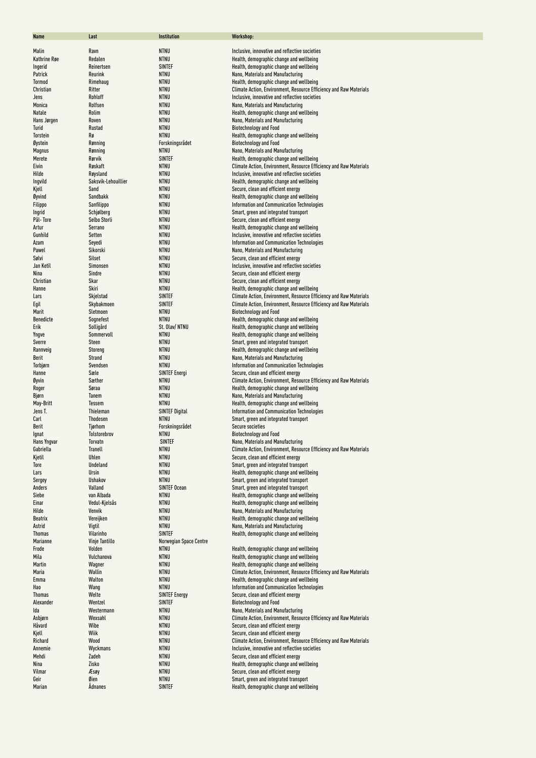| Name | Last | Institution | Workshop: |
|---|---|---|---|
| Malin | Ravn | NTNU | Inclusive, innovative and reflective societies |
| Kathrine Røe | Redalen | NTNU | Health, demographic change and wellbeing |
| Ingerid | Reinertsen | SINTEF | Health, demographic change and wellbeing |
| Patrick | Reurink | NTNU | Nano, Materials and Manufacturing |
| Tormod | Rimehaug | NTNU | Health, demographic change and wellbeing |
| Christian | Ritter | NTNU | Climate Action, Environment, Resource Efficiency and Raw Materials |
| Jens | Rohloff | NTNU | Inclusive, innovative and reflective societies |
| Monica | Rolfsen | NTNU | Nano, Materials and Manufacturing |
| Natale | Rolim | NTNU | Health, demographic change and wellbeing |
| Hans Jørgen | Roven | NTNU | Nano, Materials and Manufacturing |
| Turid | Rustad | NTNU | Biotechnology and Food |
| Torstein | Rø | NTNU | Health, demographic change and wellbeing |
| Øystein | Rønning | Forskningsrådet | Biotechnology and Food |
| Magnus | Rønning | NTNU | Nano, Materials and Manufacturing |
| Merete | Rørvik | SINTEF | Health, demographic change and wellbeing |
| Eivin | Røskaft | NTNU | Climate Action, Environment, Resource Efficiency and Raw Materials |
| Hilde | Røysland | NTNU | Inclusive, innovative and reflective societies |
| Ingvild | Saksvik-Lehouillier | NTNU | Health, demographic change and wellbeing |
| Kjell | Sand | NTNU | Secure, clean and efficient energy |
| Øyvind | Sandbakk | NTNU | Health, demographic change and wellbeing |
| Filippo | Sanfilippo | NTNU | Information and Communication Technologies |
| Ingrid | Schjølberg | NTNU | Smart, green and integrated transport |
| Pål- Tore | Selbo Storli | NTNU | Secure, clean and efficient energy |
| Artur | Serrano | NTNU | Health, demographic change and wellbeing |
| Gunhild | Setten | NTNU | Inclusive, innovative and reflective societies |
| Azam | Seyedi | NTNU | Information and Communication Technologies |
| Pawel | Sikorski | NTNU | Nano, Materials and Manufacturing |
| Sølvi | Silset | NTNU | Secure, clean and efficient energy |
| Jan Ketil | Simonsen | NTNU | Inclusive, innovative and reflective societies |
| Nina | Sindre | NTNU | Secure, clean and efficient energy |
| Christian | Skar | NTNU | Secure, clean and efficient energy |
| Hanne | Skiri | NTNU | Health, demographic change and wellbeing |
| Lars | Skjelstad | SINTEF | Climate Action, Environment, Resource Efficiency and Raw Materials |
| Egil | Skybakmoen | SINTEF | Climate Action, Environment, Resource Efficiency and Raw Materials |
| Marit | Sletmoen | NTNU | Biotechnology and Food |
| Benedicte | Sognefest | NTNU | Health, demographic change and wellbeing |
| Erik | Solligård | St. Olav/ NTNU | Health, demographic change and wellbeing |
| Yngve | Sommervoll | NTNU | Health, demographic change and wellbeing |
| Sverre | Steen | NTNU | Smart, green and integrated transport |
| Rannveig | Storeng | NTNU | Health, demographic change and wellbeing |
| Berit | Strand | NTNU | Nano, Materials and Manufacturing |
| Torbjørn | Svendsen | NTNU | Information and Communication Technologies |
| Hanne | Sæle | SINTEF Energi | Secure, clean and efficient energy |
| Øyvin | Sæther | NTNU | Climate Action, Environment, Resource Efficiency and Raw Materials |
| Roger | Søraa | NTNU | Health, demographic change and wellbeing |
| Bjørn | Tanem | NTNU | Nano, Materials and Manufacturing |
| May-Britt | Tessem | NTNU | Health, demographic change and wellbeing |
| Jens T. | Thieleman | SINTEF Digital | Information and Communication Technologies |
| Carl | Thodesen | NTNU | Smart, green and integrated transport |
| Berit | Tjørhom | Forskningsrådet | Secure societies |
| Ignat | Tolstorebrov | NTNU | Biotechnology and Food |
| Hans Yngvar | Torvatn | SINTEF | Nano, Materials and Manufacturing |
| Gabriella | Tranell | NTNU | Climate Action, Environment, Resource Efficiency and Raw Materials |
| Kjetil | Uhlen | NTNU | Secure, clean and efficient energy |
| Tore | Undeland | NTNU | Smart, green and integrated transport |
| Lars | Ursin | NTNU | Health, demographic change and wellbeing |
| Sergey | Ushakov | NTNU | Smart, green and integrated transport |
| Anders | Valland | SINTEF Ocean | Smart, green and integrated transport |
| Siebe | van Albada | NTNU | Health, demographic change and wellbeing |
| Einar | Vedul-Kjelsås | NTNU | Health, demographic change and wellbeing |
| Hilde | Venvik | NTNU | Nano, Materials and Manufacturing |
| Beatrix | Vereijken | NTNU | Health, demographic change and wellbeing |
| Astrid | Vigtil | NTNU | Nano, Materials and Manufacturing |
| Thomas | Vilarinho | SINTEF | Health, demographic change and wellbeing |
| Marianne | Vinje Tantillo | Norwegian Space Centre | |
| Frode | Volden | NTNU | Health, demographic change and wellbeing |
| Mila | Vulchanova | NTNU | Health, demographic change and wellbeing |
| Martin | Wagner | NTNU | Health, demographic change and wellbeing |
| Maria | Wallin | NTNU | Climate Action, Environment, Resource Efficiency and Raw Materials |
| Emma | Walton | NTNU | Health, demographic change and wellbeing |
| Hao | Wang | NTNU | Information and Communication Technologies |
| Thomas | Welte | SINTEF Energy | Secure, clean and efficient energy |
| Alexander | Wentzel | SINTEF | Biotechnology and Food |
| Ida | Westermann | NTNU | Nano, Materials and Manufacturing |
| Asbjørn | Wexsahl | NTNU | Climate Action, Environment, Resource Efficiency and Raw Materials |
| Håvard | Wibe | NTNU | Secure, clean and efficient energy |
| Kjell | Wiik | NTNU | Secure, clean and efficient energy |
| Richard | Wood | NTNU | Climate Action, Environment, Resource Efficiency and Raw Materials |
| Annemie | Wyckmans | NTNU | Inclusive, innovative and reflective societies |
| Mehdi | Zadeh | NTNU | Secure, clean and efficient energy |
| Nina | Zisko | NTNU | Health, demographic change and wellbeing |
| Vilmar | Æsøy | NTNU | Secure, clean and efficient energy |
| Geir | Øien | NTNU | Smart, green and integrated transport |
| Marian | Ådnanes | SINTEF | Health, demographic change and wellbeing |